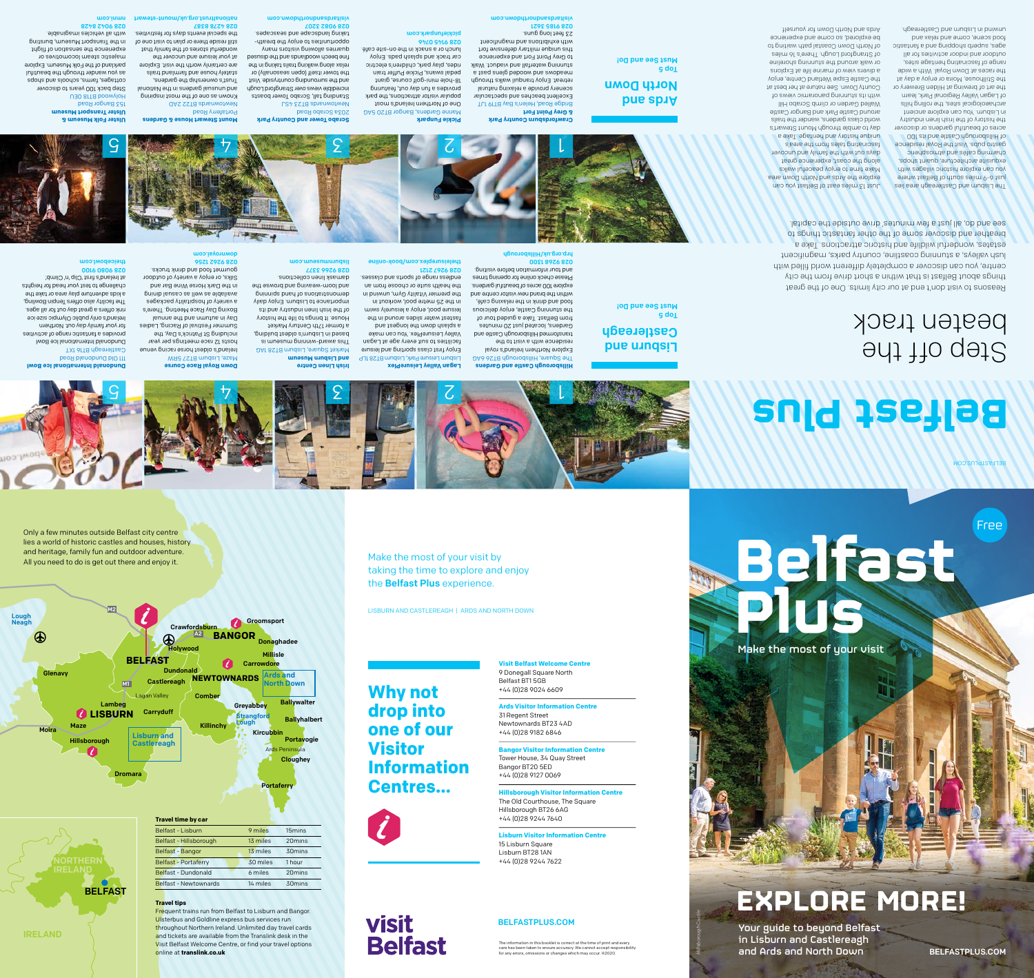Free

# Belfast Plus

Make the most of your visit

# EXPLORE MORE!

Your guide to beyond Belfast in Lisburn and Castlereagh and Ards and North Down

BELFASTPLUS.COM

*Hillsborough Castle*

---

BELFASTPLUS.COM

# Belfast Plus

## Step off the beaten track

Reasons to visit don't end at our city limits. One of the great things about Belfast is that within a short drive from the city centre, you can discover a completely different world filled with lush valleys, a stunning coastline, country parks, magnificent estates, wonderful wildlife and historic attractions. Take a breather and discover some of the other fantastic things to see and do, all just a few minutes' drive outside the capital.

The Lisburn and Castlereagh area lies just 6-9 miles south of Belfast where you can explore historic villages with exquisite architecture, quaint shops, charming cafés and atmospheric gastro pubs. Visit the Royal residence of Hillsborough Castle and its 100 acres of beautiful gardens or discover the history of the Irish linen industry in Lisburn. You can explore ancient archaeological sites, the rolling hills of Lagan Valley Regional Park, learn the art of brewing at Hilden Brewery or the Stillhouse, Moira or enjoy a day at the races at Down Royal. With a wide range of fascinating heritage sites, outdoor and indoor activities for all ages, superb shopping and a fantastic food scene, come and relax and unwind in Lisburn and Castlereagh.

Just 13 miles east of Belfast you can explore the Ards and North Down area. Make time to enjoy peaceful walks along the coast, experience great days out with the family and uncover unique history and heritage. Take a day to amble through Mount Stewart's world class gardens, wander the trails around Castle Park and Bangor Castle Walled Garden or climb Scrabo Hill with its stunning panoramic views of County Down. See nature at her best at the Castle Espie Wetland Centre, enjoy a divers view of marine life at Exploris or walk around the stunning shoreline of Strangford Lough. There's 16 miles of North Down Coastal path waiting to be explored, so come and experience Ards and North Down for yourself.

## Lisburn and Castlereagh

### Top 5 Must see and Do

**1 Hillsborough Castle and Gardens**
The Square, Hillsborough BT26 6AG

Explore Northern Ireland's royal residence with a visit to the transformed Hillsborough Castle and Gardens, located just 20 minutes from Belfast. Take a guided tour of the stunning Castle, enjoy delicious food and drink in the relaxing café, within the brand new visitor centre and explore 100 acres of beautiful gardens. Please check online for opening times and tour information before visiting.

028 9268 1300
hrp.org.uk/Hillsborough

**2 Lagan Valley LeisurePlex**
Lagan Valley Leisure Park, Lisburn BT28 1LP

Enjoy first class sporting and leisure facilities to suit every age at Lagan Valley LeisurePlex. You can make a splash down the longest and fastest water slides around in the leisure pool, enjoy a leisurely swim in the 25 metre pool, workout in the premier Vitality Gym, unwind in the health suite or choose from an endless range of sports and classes.

028 9267 2121
theleisureplex.com/book-online

**3 Irish Linen Centre and Lisburn Museum**
Market Square, Lisburn BT28 1AG

This award-winning museum is based in Lisburn's oldest building, a former 17th Century Market House. It brings to life the history of the Irish linen industry and its importance to Lisburn. Enjoy daily demonstrations of hand spinning and loom-weaving and browse the damask linen collections.

028 9266 3377
lisburnmuseum.com

**4 Down Royal Race Course**
Maze, Lisburn BT27 5RW

Ireland's oldest horse racing venue hosts 12 race meetings per year including St Patrick's Day, the Summer Festival of Racing, Ladies Day in autumn and the annual Boxing Day Race Meeting. There's a variety of hospitality packages available as well as casual dining in the Dark Horse Wine Bar and Silks, or enjoy a variety of outdoor gourmet food and drink trucks.

028 9262 1256
downroyal.com

**5 Dundonald International Ice Bowl**
111 Old Dundonald Road, Castlereagh BT16 1XT

Dundonald International Ice Bowl provides a fantastic range of activities for your family day out. Northern Ireland's only public Olympic size ice rink offers a great day out for all ages. The facility also offers Tenpin Bowling, a kids adventure play area or take the challenge to test your head for heights at Ireland's first 'Clip 'n' Climb'.

028 9080 9100
theicebowl.com

## Ards and North Down

### Top 5 Must see and Do

**1 Crawfordsburn Country Park & Grey Point Fort**
Bridge Road, Helen's Bay BT19 1JT

Excellent beaches and spectacular scenery provide a relaxing natural retreat. Enjoy tranquil walks through meadows and wooded glens past a stunning waterfall and viaduct. Walk to Grey Point Fort and experience this unique military defensive fort with exhibitions and magnificent 23 feet long guns.

028 9185 3621
visitardsandnorthdown.com

**2 Pickie Funpark**
Marine Gardens, Bangor BT20 5GS

One of Northern Ireland's most popular visitor attractions, the park provides a fun day out, featuring 18-hole mini-golf course, giant pedal swans, Pickie Puffer train rides, play park, children's electric car track and splash pads. Enjoy lunch or a snack in the on-site café.

028 9145 0746
pickiefunpark.com

**3 Scrabo Tower and Country Park**
203a Scrabo Road, Newtownards BT23 4SJ

Standing tall, Scrabo Tower boasts incredible views over Strangford Lough and the surrounding countryside. Visit the tower itself (open seasonally) or relax along the walking trails taking in the fine beech woodlands and the disused quarries allowing visitors many opportunities to enjoy the breath-taking landscape and seascapes.

028 9082 3207
visitardsandnorthdown.com

**4 Mount Stewart House & Gardens**
Portaferry Road, Newtownards BT22 2AD

Known as one of the most inspiring and unusual gardens in the National Trust's ownership, Mount Stewart gardens are certainly worth the visit. Explore the stately house and farmland trails at your leisure and uncover the wonderful stories of the family that still reside there or plan to visit one of the special events days for festivities.

028 4278 8387
nationaltrust.org.uk/mount-stewart

**5 Ulster Folk Museum & Ulster Transport Museum**
153 Bangor Road, Holywood BT18 0EU

Step back 100 years to discover cottages, farms, schools and shops as you wander through the beautiful parkland of the Folk Museum. Explore majestic steam locomotives or experience the sensation of flight in the Transport Museum, bursting with all vehicles imaginable.

028 9042 8428
nmni.com

---

Make the most of your visit by taking the time to explore and enjoy the **Belfast Plus** experience.

LISBURN AND CASTLEREAGH | ARDS AND NORTH DOWN

## Why not drop into one of our Visitor Information Centres...

**Visit Belfast Welcome Centre**
9 Donegall Square North
Belfast BT1 5GB
+44 (0)28 9024 6609

**Ards Visitor Information Centre**
31 Regent Street
Newtownards BT23 4AD
+44 (0)28 9182 6846

**Bangor Visitor Information Centre**
Tower House, 34 Quay Street
Bangor BT20 5ED
+44 (0)28 9127 0069

**Hillsborough Visitor Information Centre**
The Old Courthouse, The Square
Hillsborough BT26 6AG
+44 (0)28 9244 7640

**Lisburn Visitor Information Centre**
15 Lisburn Square
Lisburn BT28 1AN
+44 (0)28 9244 7622

visit Belfast

BELFASTPLUS.COM

The information in this booklet is correct at the time of print and every care has been taken to ensure accuracy. We cannot accept responsibility for any errors, omissions or changes which may occur. ©2020.

---

Only a few minutes outside Belfast city centre lies a world of historic castles and houses, history and heritage, family fun and outdoor adventure. All you need to do is get out there and enjoy it.

Lough Neagh, M2, Crawfordsburn, Groomsport, BANGOR, A2, Holywood, Donaghadee, BELFAST, Millisle, Dundonald, Carrowdore, Glenavy, M1, Castlereagh, NEWTOWNARDS, Ards and North Down, Lagan Valley, Comber, Lambeg, Greyabbey, Ballywalter, LISBURN, Carryduff, Strangford Lough, Ballyhalbert, Moira, Maze, Killinchy, Kircubbin, Hillsborough, Lisburn and Castlereagh, Portavogie, Ards Peninsula, Cloughey, Dromara, Portaferry, NORTHERN IRELAND, BELFAST, IRELAND

**Travel time by car**

| | | |
|---|---|---|
| Belfast - Lisburn | 9 miles | 15mins |
| Belfast - Hillsborough | 13 miles | 20mins |
| Belfast - Bangor | 13 miles | 30mins |
| Belfast - Portaferry | 30 miles | 1 hour |
| Belfast - Dundonald | 6 miles | 20mins |
| Belfast - Newtownards | 14 miles | 30mins |

**Travel tips**

Frequent trains run from Belfast to Lisburn and Bangor. Ulsterbus and Goldline express bus services run throughout Northern Ireland. Unlimited day travel cards and tickets are available from the Translink desk in the Visit Belfast Welcome Centre, or find your travel options online at **translink.co.uk**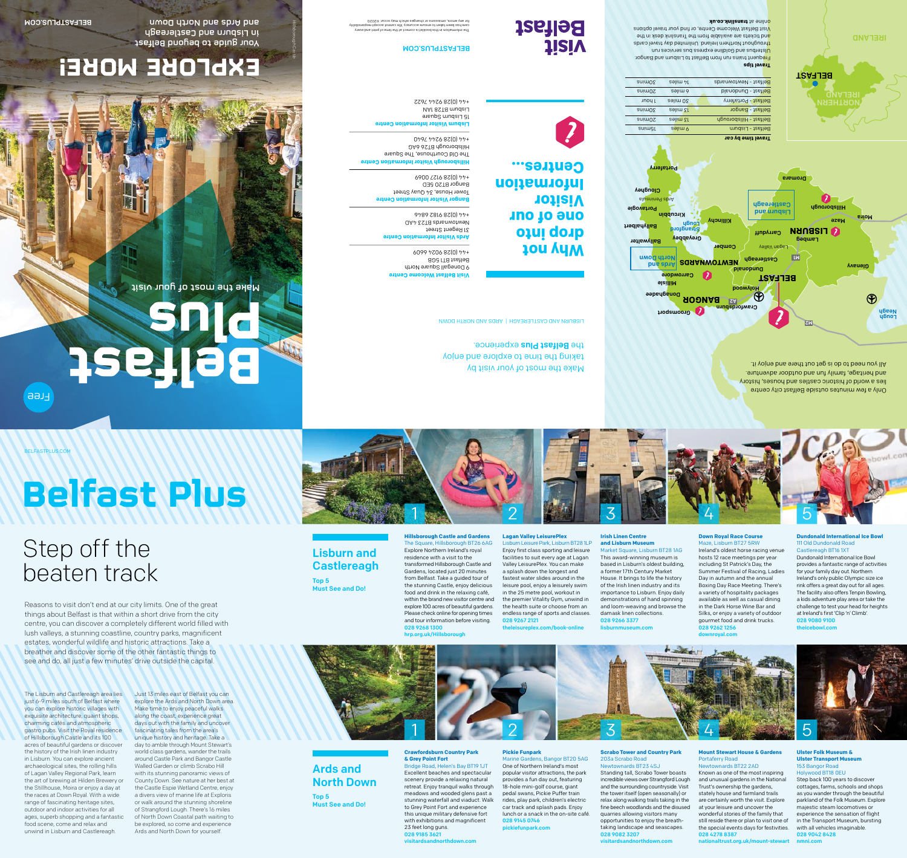# Belfast Plus

## Explore more!

Your guide to beyond Belfast in Lisburn and Castlereagh and Ards and North Down

BELFASTPLUS.COM

Make the most of your visit

Free

Make the most of your visit by taking the time to explore and enjoy the **Belfast Plus** experience.

LISBURN AND CASTLEREAGH | ARDS AND NORTH DOWN

## Why not drop into one of our Visitor Information Centres...

**Visit Belfast Welcome Centre**
9 Donegall Square North
Belfast BT1 5GB
+44 (0)28 9024 6609

**Ards Visitor Information Centre**
31 Regent Street
Newtownards BT23 4AD
+44 (0)28 9182 6846

**Bangor Visitor Information Centre**
Tower House, 34 Quay Street
Bangor BT20 5ED
+44 (0)28 9127 0069

**Hillsborough Visitor Information Centre**
The Old Courthouse, The Square
Hillsborough BT26 6AG
+44 (0)28 9244 7640

**Lisburn Visitor Information Centre**
15 Lisburn Square
Lisburn BT28 1AN
+44 (0)28 9244 7622

The information in this booklet is correct at the time of print and every care has been taken to ensure accuracy. We cannot accept responsibility for any errors, omissions or changes which may occur. ©2020

Visit Belfast

BELFASTPLUS.COM

Only a few minutes outside Belfast city centre lies a world of historic castles and houses, history and heritage, family fun and outdoor adventure. All you need to do is get out there and enjoy it.

**Travel time by car**

| Route | Distance | Time |
|---|---|---|
| Belfast - Lisburn | 9 miles | 15mins |
| Belfast - Hillsborough | 13 miles | 20mins |
| Belfast - Bangor | 13 miles | 30mins |
| Belfast - Portaferry | 30 miles | 1 hour |
| Belfast - Dundonald | 6 miles | 20mins |
| Belfast - Newtownards | 14 miles | 30mins |

**Travel tips**

Frequent trains run from Belfast to Lisburn and Bangor. Ulsterbus and Goldline express bus services run throughout Northern Ireland. Unlimited day travel cards and tickets are available from the Translink desk in the Visit Belfast Welcome Centre, or find your travel options online at translink.co.uk

BELFASTPLUS.COM

# Belfast Plus

## Step off the beaten track

Reasons to visit don't end at our city limits. One of the great things about Belfast is that within a short drive from the city centre, you can discover a completely different world filled with lush valleys, a stunning coastline, country parks, magnificent estates, wonderful wildlife and historic attractions. Take a breather and discover some of the other fantastic things to see and do, all just a few minutes' drive outside the capital.

The Lisburn and Castlereagh area lies just 6-9 miles south of Belfast where you can explore historic villages with exquisite architecture, quaint shops, charming cafés and atmospheric gastro pubs. Visit the Royal residence of Hillsborough Castle and its 100 acres of beautiful gardens or discover the history of the Irish linen industry in Lisburn. You can explore ancient archaeological sites, the rolling hills of Lagan Valley Regional Park, learn the art of brewing at Hilden Brewery or the Stillhouse, Moira or enjoy a day at the races at Down Royal. With a wide range of fascinating heritage sites, outdoor and indoor activities for all ages, superb shopping and a fantastic food scene, come and relax and unwind in Lisburn and Castlereagh.

Just 13 miles east of Belfast you can explore the Ards and North Down area. Make time to enjoy peaceful walks along the coast, experience great days out with the family and uncover fascinating tales from the area's unique history and heritage. Take a day to amble through Mount Stewart's world class gardens, wander the trails around Castle Park and Bangor Castle Walled Garden or climb Scrabo Hill with its stunning panoramic views of County Down. See nature at her best at the Castle Espie Wetland Centre, enjoy a divers view of marine life at Exploris or walk around the stunning shoreline of Strangford Lough. There's 16 miles of North Down Coastal path waiting to be explored, so come and experience Ards and North Down for yourself.

## Lisburn and Castlereagh

Top 5 Must See and Do!

**1. Hillsborough Castle and Gardens**
The Square, Hillsborough BT26 6AG
Explore Northern Ireland's royal residence with a visit to the transformed Hillsborough Castle and Gardens, located just 20 minutes from Belfast. Take a guided tour of the stunning Castle, enjoy delicious food and drink in the relaxing café, and explore 100 acres of beautiful gardens. Please check online for opening times and tour information before visiting.
028 9268 1300
hrp.org.uk/Hillsborough

**2. Lagan Valley LeisurePlex**
Lisburn Leisure Park, Lisburn BT28 1LP
Enjoy first class sporting and leisure facilities to suit every age at Lagan Valley LeisurePlex. You can make a splash down the longest and fastest water slides around in the leisure pool, enjoy a leisurely swim in the 25 metre pool, workout in the premier Vitality Gym, unwind in the health suite or choose from an endless range of sports and classes.
028 9267 2121
theleisureplex.com/book-online

**3. Irish Linen Centre and Lisburn Museum**
Market Square, Lisburn BT28 1AG
This award-winning museum is based in Lisburn's oldest building, a former 17th Century Market House. It brings to life the history of the Irish linen industry and its importance to Lisburn. Enjoy daily demonstrations of hand spinning and loom-weaving and browse the damask linen collections.
028 9266 3377
lisburnmuseum.com

**4. Down Royal Race Course**
Maze, Lisburn BT27 5RW
Ireland's oldest horse racing venue hosts 12 race meetings per year including St Patrick's Day, the Summer Festival of Racing, Ladies Day in autumn and the annual Boxing Day Race Meeting. There's a variety of hospitality packages available as well as casual dining in the Dark Horse Wine Bar and Silks, or enjoy a variety of outdoor gourmet food and drink trucks.
028 9262 1256
downroyal.com

**5. Dundonald International Ice Bowl**
111 Old Dundonald Road
Castlereagh BT16 1XT
Dundonald International Ice Bowl provides a fantastic range of activities for your family day out. Northern Ireland's only public Olympic size ice rink offers a great day out for all ages. The facility also offers Tenpin Bowling, a kids adventure play area or take the challenge to test your head for heights at Ireland's first 'Clip 'n' Climb'.
028 9080 9100
theicebowl.com

## Ards and North Down

Top 5 Must See and Do!

**1. Crawfordsburn Country Park & Grey Point Fort**
Bridge Road, Helen's Bay BT19 1JT
Excellent beaches and spectacular scenery provide a tranquil natural retreat. Enjoy tranquil walks through meadows and wooded glens past a stunning waterfall and viaduct. Walk to Grey Point Fort and experience this unique military defensive fort with exhibitions and magnificent 23 feet long guns.
028 9185 3621
visitardsandnorthdown.com

**2. Pickie Funpark**
Marine Gardens, Bangor BT20 5AG
One of Northern Ireland's most popular visitor attractions, the park provides a fun day out, featuring 18-hole mini-golf course, giant pedal swans, Pickie Puffer train rides, play park, children's electric car track and splash pads. Enjoy lunch or a snack in the on-site café.
028 9145 0746
pickiefunpark.com

**3. Scrabo Tower and Country Park**
203a Scrabo Road
Newtownards BT23 4SJ
Standing tall, Scrabo Tower boasts incredible views over Strangford Lough and the surrounding countryside. Visit the tower itself (open seasonally) or relax along walking trails taking in the fine beech woodlands and the disused quarries allowing visitors many opportunities to enjoy the breath-taking landscape and seascapes.
028 9082 3207
visitardsandnorthdown.com

**4. Mount Stewart House & Gardens**
Portaferry Road
Newtownards BT22 2AD
Known as one of the most inspiring and unusual gardens in the National Trust's ownership the gardens, stately house and farmland trails are certainly worth the visit. Explore at your leisure and uncover the wonderful stories of the family that still reside there or plan to visit one of the special events days for festivities.
028 4278 8387
nationaltrust.org.uk/mount-stewart

**5. Ulster Folk Museum & Ulster Transport Museum**
153 Bangor Road
Holywood BT18 0EU
Step back 100 years to discover cottages, farms, schools and shops as you wander through the beautiful parkland of the Folk Museum. Explore majestic steam locomotives or experience the sensation of flight in the Transport Museum, bursting with all vehicles imaginable.
028 9042 8428
nmni.com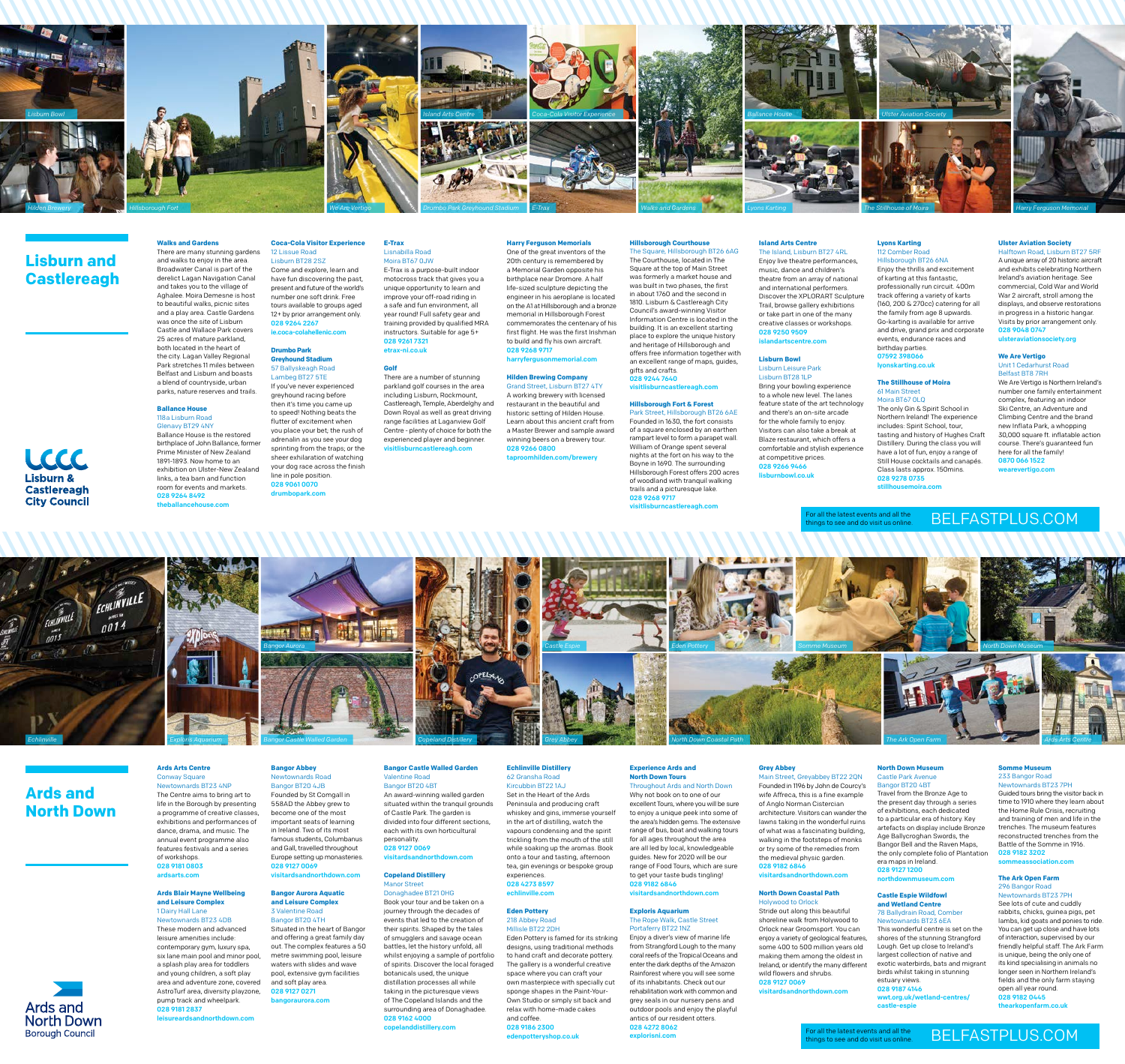Lisburn Bowl

Hilden Brewery

Hillsborough Fort

We Are Vertigo

Island Arts Centre

Drumbo Park Greyhound Stadium

Coca-Cola Visitor Experience

E-Trax

Walks and Gardens

Ballance House

Lyons Karting

Ulster Aviation Society

The Stillhouse of Moira

Harry Ferguson Memorial

# Lisburn and Castlereagh

Lisburn & Castlereagh City Council

**Walks and Gardens**
There are many stunning gardens and walks to enjoy in the area. Broadwater Canal is part of the derelict Lagan Navigation Canal and takes you to the village of Aghalee. Moira Demesne is host to beautiful walks, picnic sites and a play area. Castle Gardens was once the site of Lisburn Castle and Wallace Park covers 25 acres of mature parkland, both located in the heart of the city. Lagan Valley Regional Park stretches 11 miles between Belfast and Lisburn and boasts a blend of countryside, urban parks, nature reserves and trails.

**Ballance House**
118a Lisburn Road
Glenavy BT29 4NY
Ballance House is the restored birthplace of John Ballance, former Prime Minister of New Zealand 1891-1893. Now home to an exhibition on Ulster-New Zealand links, a tea barn and function room for events and markets.
028 9264 8492
theballancehouse.com

**Coca-Cola Visitor Experience**
12 Lissue Road
Lisburn BT28 2SZ
Come and explore, learn and have fun discovering the past, present and future of the world's number one soft drink. Free tours available to groups aged 12+ by prior arrangement only.
028 9264 2267
ie.coca-colahellenic.com

**Drumbo Park Greyhound Stadium**
57 Ballyskeagh Road
Lambeg BT27 5TE
If you've never experienced greyhound racing before then it's time you came up to speed! Nothing beats the flutter of excitement when you place your bet; the rush of adrenalin as you see your dog sprinting from the traps; or the sheer exhilaration of watching your dog race across the finish line in pole position.
028 9061 0070
drumbopark.com

**E-Trax**
Lisnabilla Road
Moira BT67 0JW
E-Trax is a purpose-built indoor motocross track that gives you a unique opportunity to learn and improve your off-road riding in a safe and fun environment, all year round! Full safety gear and training provided by qualified MRA instructors. Suitable for age 5+
028 9261 7321
etrax-ni.co.uk

**Golf**
There are a number of stunning parkland golf courses in the area including Lisburn, Rockmount, Castlereagh, Temple, Aberdelghy and Down Royal as well as great driving range facilities at Laganview Golf Centre - plenty of choice for both the experienced player and beginner.
visitlisburncastlereagh.com

**Harry Ferguson Memorials**
One of the great inventors of the 20th century is remembered by a Memorial Garden opposite his birthplace near Dromore. A half life-sized sculpture depicting the engineer in his aeroplane is located on the A1 at Hillsborough and a bronze memorial in Hillsborough Forest commemorates the centenary of his first flight. He was the first Irishman to build and fly his own aircraft.
028 9268 9717
harryfergusonmemorial.com

**Hilden Brewing Company**
Grand Street, Lisburn BT27 4TY
A working brewery with licensed restaurant in the beautiful and historic setting of Hilden House. Learn about this ancient craft from a Master Brewer and sample award winning beers on a brewery tour.
028 9266 0800
taproomhilden.com/brewery

**Hillsborough Courthouse**
The Square, Hillsborough BT26 6AG
The Courthouse, located in The Square at the top of Main Street was formerly a market house and was built in two phases, the first in about 1760 and the second in 1810. Lisburn & Castlereagh City Council's award-winning Visitor Information Centre is located in the building. It is an excellent starting place to explore the unique history and heritage of Hillsborough and offers free information together with an excellent range of maps, guides, gifts and crafts.
028 9244 7640
visitlisburncastlereagh.com

**Hillsborough Fort & Forest**
Park Street, Hillsborough BT26 6AE
Founded in 1630, the fort consists of a square enclosed by an earthen rampart level to form a parapet wall. William of Orange spent several nights at the fort on his way to the Boyne in 1690. The surrounding Hillsborough Forest offers 200 acres of woodland with tranquil walking trails and a picturesque lake.
028 9268 9717
visitlisburncastlereagh.com

**Island Arts Centre**
The Island, Lisburn BT27 4RL
Enjoy live theatre performances, music, dance and children's theatre from an array of national and international performers. Discover the XPLORART Sculpture Trail, browse gallery exhibitions or take part in one of the many creative classes or workshops.
028 9250 9509
islandartscentre.com

**Lisburn Bowl**
Lisburn Leisure Park
Lisburn BT28 1LP
Bring your bowling experience to a whole new level. The lanes feature state of the art technology and there's an on-site arcade for the whole family to enjoy. Visitors can also take a break at Blaze restaurant, which offers a second and stylish experience at competitive prices.
028 9266 9466
lisburnbowl.co.uk

**Lyons Karting**
112 Comber Road
Hillsborough BT26 6NA
Enjoy the thrills and excitement of karting at this fantastic, professionally run circuit. 400m track offering a variety of karts (160, 200 & 270cc) catering for all the family from age 8 upwards. Go-karting is available for arrive and drive, grand prix and corporate events, endurance races and birthday parties.
07592 398066
lyonskarting.co.uk

**The Stillhouse of Moira**
61 Main Street
Moira BT67 0LQ
The only Gin & Spirit School in Northern Ireland! The experience includes: Spirit School, tour, tasting and history of Hughes Craft Distillery. During the class you will have a lot of fun, enjoy a range of Still House cocktails and canapés. Class lasts approx. 150mins.
028 9278 0735
stillhousemoira.com

**Ulster Aviation Society**
Halftown Road, Lisburn BT27 5RF
A unique array of 20 historic aircraft and exhibits celebrating Northern Ireland's aviation heritage. See commercial, Cold War and World War 2 aircraft, stroll among the displays, and observe restorations in progress in a historic hangar. Visits by prior arrangement only.
028 9048 0747
ulsteraviationsociety.org

**We Are Vertigo**
Unit 1 Cedarhurst Road
Belfast BT8 7RH
We Are Vertigo is Northern Ireland's number one family entertainment complex, featuring an indoor Ski Centre, an Adventure and Climbing Centre and the brand new Inflata Park, a whopping 30,000 square ft. inflatable action course. There's guaranteed fun here for all the family!
0870 066 1522
wearevertigo.com

For all the latest events and all the things to see and do visit us online. BELFASTPLUS.COM

Echlinville

Exploris Aquarium

Bangor Aurora

Bangor Castle Walled Garden

Copeland Distillery

Castle Espie

Grey Abbey

Eden Pottery

Somme Museum

North Down Coastal Path

North Down Museum

The Ark Open Farm

Ards Arts Centre

# Ards and North Down

Ards and North Down Borough Council

**Ards Arts Centre**
Conway Square
Newtownards BT23 4NP
The Centre aims to bring art to life in the Borough by presenting a programme of creative classes, exhibitions and performances of dance, drama, and music. The annual event programme also features festivals and a series of workshops.
028 9181 0803
ardsarts.com

**Ards Blair Mayne Wellbeing and Leisure Complex**
1 Dairy Hall Lane
Newtownards BT23 4DB
These modern and advanced leisure amenities include: contemporary gym, luxury spa, six lane main pool and minor pool, a splash play area for toddlers and young children, a soft play area and adventure zone, covered AstroTurf area, diversity playzone, pump track and wheelpark.
028 9181 2837
leisureardsandnorthdown.com

**Bangor Abbey**
Newtownards Road
Bangor BT20 4JB
Founded by St Comgall in 558AD the Abbey grew to become one of the most important seats of learning in Ireland. Two of its most famous students, Columbanus and Gall, travelled throughout Europe setting up monasteries.
028 9127 0069
visitardsandnorthdown.com

**Bangor Aurora Aquatic and Leisure Complex**
3 Valentine Road
Bangor BT20 4TH
Situated in the heart of Bangor and offering a great family day out. The complex features a 50 metre swimming pool, leisure waters with slides and wave pool, extensive gym facilities and soft play area.
028 9127 0271
bangoraurora.com

**Bangor Castle Walled Garden**
Valentine Road
Bangor BT20 4BT
An award-winning walled garden situated within the tranquil grounds of Castle Park. The garden is divided into four different sections, each with its own horticultural personality.
028 9127 0069
visitardsandnorthdown.com

**Copeland Distillery**
Manor Street
Donaghadee BT21 0HG
Book your tour and be taken on a journey through the decades of events that led to the creation of their spirits. Shaped by the tales of smugglers and savage ocean battles, let the history unfold, all whilst enjoying a sample of portfolio of spirits. Discover the local foraged botanicals used, the unique distillation processes all while taking in the picturesque views of The Copeland Islands and the surrounding area of Donaghadee.
028 9162 4000
copelanddistillery.com

**Echlinville Distillery**
62 Gransha Road
Kircubbin BT22 1AJ
Set in the Heart of the Ards Peninsula and producing craft whiskey and gins, immerse yourself in the art of distilling, watch the vapours condensing and the spirit trickling from the mouth of the still while soaking up the aromas. Book onto a tour and tasting, afternoon tea, gin evenings or bespoke group experiences.
028 4273 8597
echlinville.com

**Eden Pottery**
218 Abbey Road
Millisle BT22 2DH
Eden Pottery is famed for its striking designs, using traditional methods to hand craft and decorate pottery. The gallery is a wonderful creative space where you can craft your own masterpiece with specially cut sponge shapes in the Paint-Your-Own Studio or simply sit back and relax with home-made cakes and coffee.
028 9186 2300
edenpotteryshop.co.uk

**Experience Ards and North Down Tours**
Throughout Ards and North Down
Why not book on to one of our excellent Tours, where you will be sure to enjoy a unique peek into some of the area's hidden gems. The extensive range of bus, boat and walking tours for all ages throughout the area are all led by local, knowledgeable guides. New for 2020 will be our range of Food Tours, which are sure to get your taste buds tingling!
028 9182 6846
visitardsandnorthdown.com

**Exploris Aquarium**
The Rope Walk, Castle Street
Portaferry BT22 1NZ
Enjoy a diver's view of marine life from Strangford Lough to the many coral reefs of the Tropical Oceans and enter the dark depths of the Amazon Rainforest where you will see some of its inhabitants. Check out our rehabilitation work with common and grey seals in our nursery pens and outdoor pools and enjoy the playful antics of our resident otters.
028 4272 8062
explorisni.com

**Grey Abbey**
Main Street, Greyabbey BT22 2QN
Founded in 1196 by John de Courcy's wife Affreca, this is a fine example of Anglo Norman Cistercian architecture. Visitors can wander the lawns taking in the wonderful ruins of what was a fascinating building, walking in the footsteps of monks or try some of the remedies from the medieval physic garden.
028 9182 6846
visitardsandnorthdown.com

**North Down Coastal Path**
Holywood to Orlock
Stride out along this beautiful shoreline walk from Holywood to Orlock near Groomsport. You can enjoy a variety of geological features, some 400 to 500 million years old making them among the oldest in Ireland, or identify the many different wild flowers and shrubs.
028 9127 0069
visitardsandnorthdown.com

**North Down Museum**
Castle Park Avenue
Bangor BT20 4BT
Travel from the Bronze Age to the present day through a series of exhibitions, each dedicated to a particular era of history. Key artefacts on display include Bronze Age Ballycroghan Swords, the Bangor Bell and the Raven Maps, the only complete folio of Plantation era maps in Ireland.
028 9127 1200
northdownmuseum.com

**Castle Espie Wildfowl and Wetland Centre**
78 Ballydrain Road, Comber
Newtownards BT23 6EA
This wonderful centre is set on the shores of the stunning Strangford Lough. Get up close to Ireland's largest collection of native and exotic waterbirds, bats and migrant birds whilst taking in stunning estuary views.
028 9187 4146
wwt.org.uk/wetland-centres/castle-espie

**Somme Museum**
233 Bangor Road
Newtownards BT23 7PH
Guided tours bring the visitor back in time to 1910 where they learn about the Home Rule Crisis, recruiting and training of men and life in the trenches. The museum features reconstructed trenches from the Battle of the Somme in 1916.
028 9182 3202
sommeassociation.com

**The Ark Open Farm**
296 Bangor Road
Newtownards BT23 7PH
See lots of cute and cuddly rabbits, chicks, guinea pigs, pet lambs, kid goats and ponies to ride. You can get up close and have lots of interaction, supervised by our friendly helpful staff. The Ark Farm is unique, being the only one of its kind specialising in animals no longer seen in Northern Ireland's fields and the only farm staying open all year round.
028 9182 0445
thearkopenfarm.co.uk

For all the latest events and all the things to see and do visit us online. BELFASTPLUS.COM